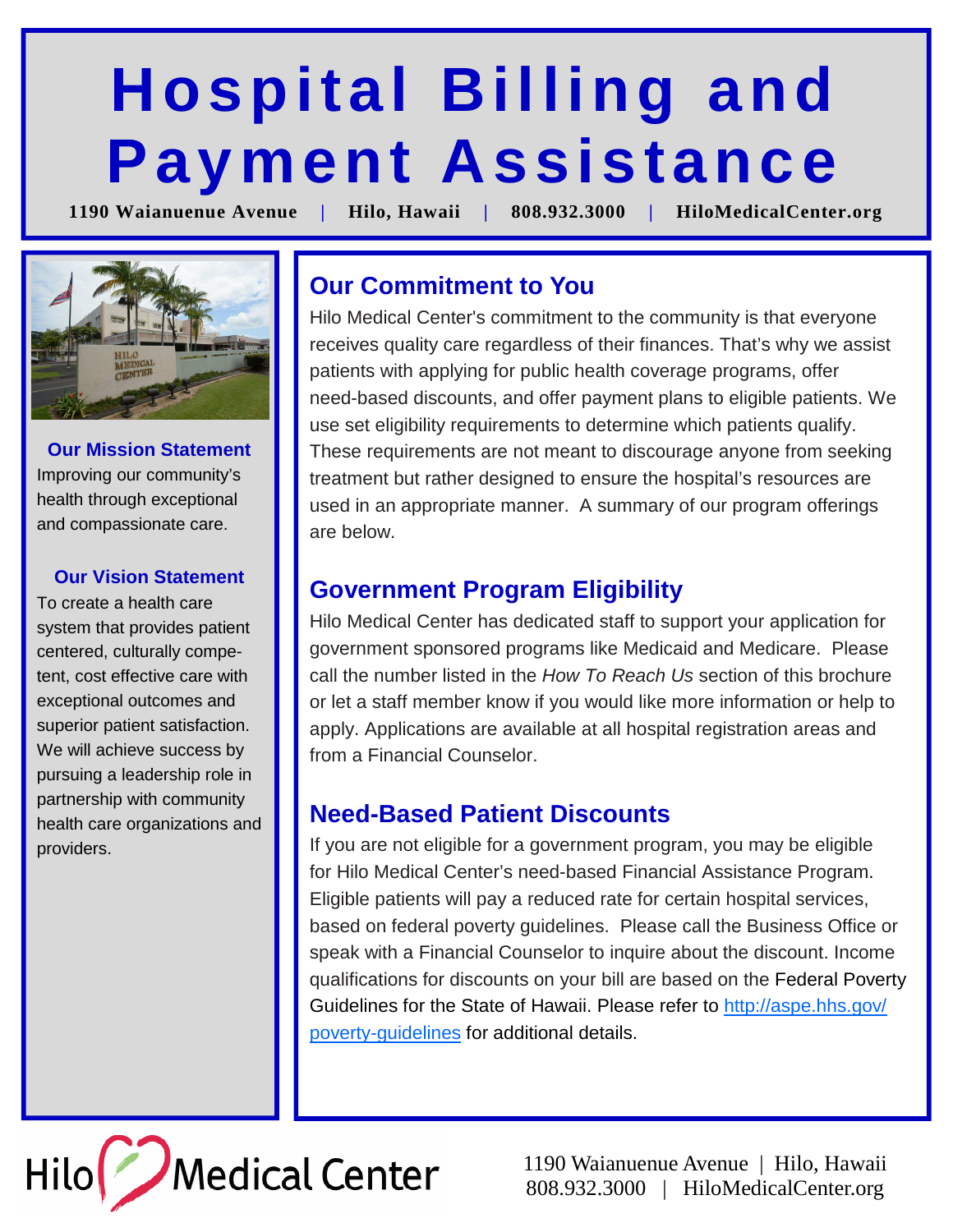# Hospital Billing and Payment Assistance

**1190 Waianuenue Avenue | Hilo, Hawaii | 808.932.3000 | HiloMedicalCenter.org**

### Our Mission Statement

Improving our community's health through exceptional and compassionate care.

### Our Vision Statement

To create a health care system that provides patient centered, culturally competent, cost effective care with exceptional outcomes and superior patient satisfaction. We will achieve success by pursuing a leadership role in partnership with community health care organizations and providers.

## Our Commitment to You

Hilo Medical Center's commitment to the community is that everyone receives quality care regardless of their finances. That's why we assist patients with applying for public health coverage programs, offer need-based discounts, and offer payment plans to eligible patients. We use set eligibility requirements to determine which patients qualify. These requirements are not meant to discourage anyone from seeking treatment but rather designed to ensure the hospital's resources are used in an appropriate manner. A summary of our program offerings are below.

## Government Program Eligibility

Hilo Medical Center has dedicated staff to support your application for government sponsored programs like Medicaid and Medicare. Please call the number listed in the *How To Reach Us* section of this brochure or let a staff member know if you would like more information or help to apply. Applications are available at all hospital registration areas and from a Financial Counselor.

## Need-Based Patient Discounts

If you are not eligible for a government program, you may be eligible for Hilo Medical Center's need-based Financial Assistance Program. Eligible patients will pay a reduced rate for certain hospital services, based on federal poverty guidelines. Please call the Business Office or speak with a Financial Counselor to inquire about the discount. Income qualifications for discounts on your bill are based on the Federal Poverty Guidelines for the State of Hawaii. Please refer to http://aspe.hhs.gov/poverty-guidelines for additional details.

Hilo Medical Center

1190 Waianuenue Avenue | Hilo, Hawaii
808.932.3000 | HiloMedicalCenter.org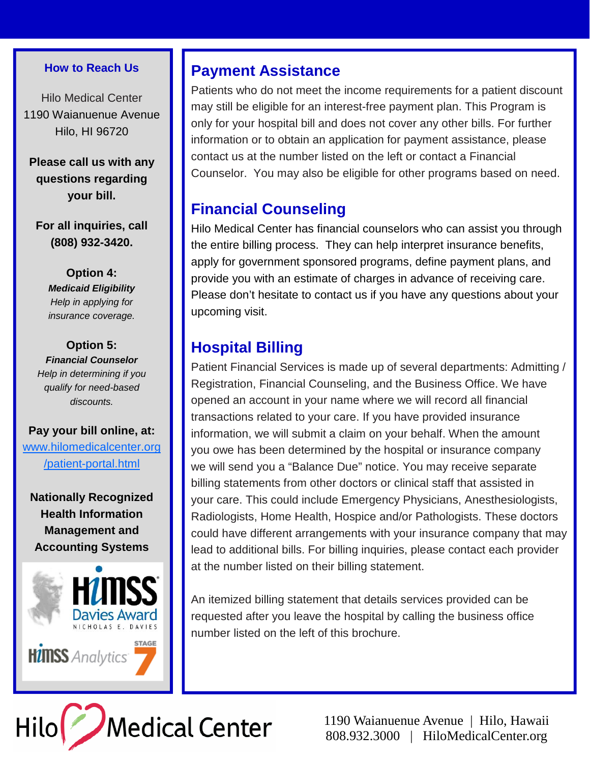## How to Reach Us

Hilo Medical Center
1190 Waianuenue Avenue
Hilo, HI 96720

**Please call us with any questions regarding your bill.**

**For all inquiries, call (808) 932-3420.**

**Option 4:**
***Medicaid Eligibility***
*Help in applying for insurance coverage.*

**Option 5:**
***Financial Counselor***
*Help in determining if you qualify for need-based discounts.*

**Pay your bill online, at:**
www.hilomedicalcenter.org/patient-portal.html

**Nationally Recognized Health Information Management and Accounting Systems**

HIMSS Davies Award
NICHOLAS E. DAVIES

HIMSS Analytics STAGE 7

## Payment Assistance

Patients who do not meet the income requirements for a patient discount may still be eligible for an interest-free payment plan. This Program is only for your hospital bill and does not cover any other bills. For further information or to obtain an application for payment assistance, please contact us at the number listed on the left or contact a Financial Counselor. You may also be eligible for other programs based on need.

## Financial Counseling

Hilo Medical Center has financial counselors who can assist you through the entire billing process. They can help interpret insurance benefits, apply for government sponsored programs, define payment plans, and provide you with an estimate of charges in advance of receiving care. Please don't hesitate to contact us if you have any questions about your upcoming visit.

## Hospital Billing

Patient Financial Services is made up of several departments: Admitting / Registration, Financial Counseling, and the Business Office. We have opened an account in your name where we will record all financial transactions related to your care. If you have provided insurance information, we will submit a claim on your behalf. When the amount you owe has been determined by the hospital or insurance company we will send you a "Balance Due" notice. You may receive separate billing statements from other doctors or clinical staff that assisted in your care. This could include Emergency Physicians, Anesthesiologists, Radiologists, Home Health, Hospice and/or Pathologists. These doctors could have different arrangements with your insurance company that may lead to additional bills. For billing inquiries, please contact each provider at the number listed on their billing statement.

An itemized billing statement that details services provided can be requested after you leave the hospital by calling the business office number listed on the left of this brochure.

Hilo Medical Center

1190 Waianuenue Avenue | Hilo, Hawaii
808.932.3000 | HiloMedicalCenter.org